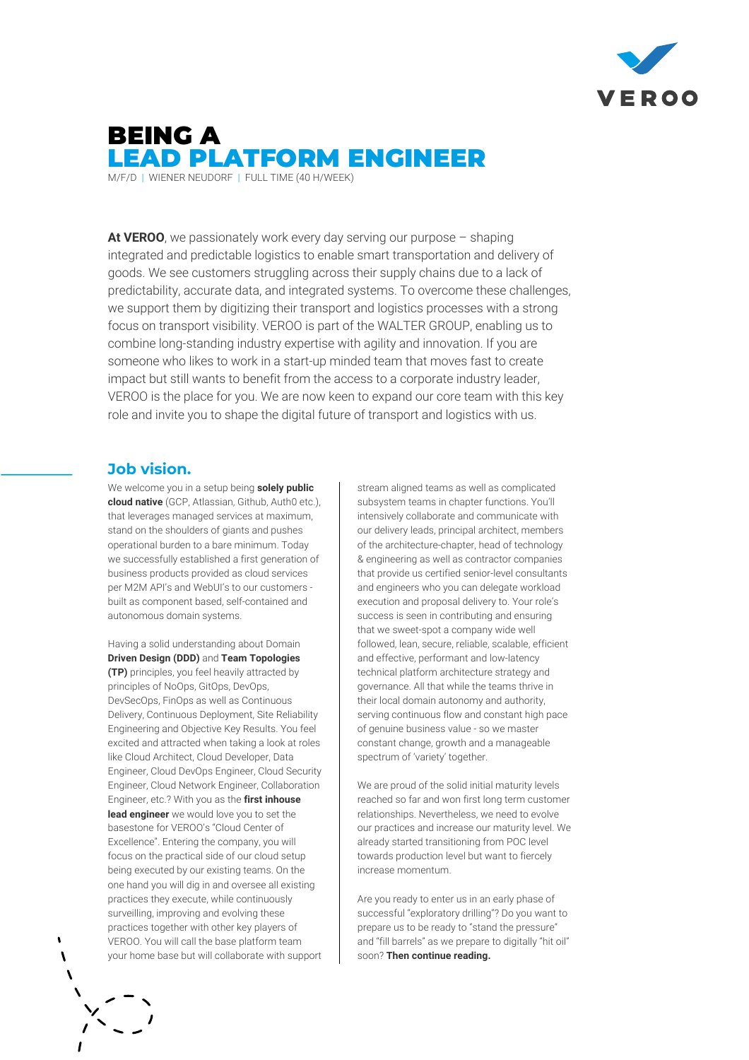# BEING A LEAD PLATFORM ENGINEER

M/F/D | WIENER NEUDORF | FULL TIME (40 H/WEEK)

**At VEROO**, we passionately work every day serving our purpose – shaping integrated and predictable logistics to enable smart transportation and delivery of goods. We see customers struggling across their supply chains due to a lack of predictability, accurate data, and integrated systems. To overcome these challenges, we support them by digitizing their transport and logistics processes with a strong focus on transport visibility. VEROO is part of the WALTER GROUP, enabling us to combine long-standing industry expertise with agility and innovation. If you are someone who likes to work in a start-up minded team that moves fast to create impact but still wants to benefit from the access to a corporate industry leader, VEROO is the place for you. We are now keen to expand our core team with this key role and invite you to shape the digital future of transport and logistics with us.

## Job vision.

We welcome you in a setup being **solely public cloud native** (GCP, Atlassian, Github, Auth0 etc.), that leverages managed services at maximum, stand on the shoulders of giants and pushes operational burden to a bare minimum. Today we successfully established a first generation of business products provided as cloud services per M2M API's and WebUI's to our customers - built as component based, self-contained and autonomous domain systems.

Having a solid understanding about Domain **Driven Design (DDD)** and **Team Topologies (TP)** principles, you feel heavily attracted by principles of NoOps, GitOps, DevOps, DevSecOps, FinOps as well as Continuous Delivery, Continuous Deployment, Site Reliability Engineering and Objective Key Results. You feel excited and attracted when taking a look at roles like Cloud Architect, Cloud Developer, Data Engineer, Cloud DevOps Engineer, Cloud Security Engineer, Cloud Network Engineer, Collaboration Engineer, etc.? With you as the **first inhouse lead engineer** we would love you to set the basestone for VEROO's "Cloud Center of Excellence". Entering the company, you will focus on the practical side of our cloud setup being executed by our existing teams. On the one hand you will dig in and oversee all existing practices they execute, while continuously surveilling, improving and evolving these practices together with other key players of VEROO. You will call the base platform team your home base but will collaborate with support stream aligned teams as well as complicated subsystem teams in chapter functions. You'll intensively collaborate and communicate with our delivery leads, principal architect, members of the architecture-chapter, head of technology & engineering as well as contractor companies that provide us certified senior-level consultants and engineers who you can delegate workload execution and proposal delivery to. Your role's success is seen in contributing and ensuring that we sweet-spot a company wide well followed, lean, secure, reliable, scalable, efficient and effective, performant and low-latency technical platform architecture strategy and governance. All that while the teams thrive in their local domain autonomy and authority, serving continuous flow and constant high pace of genuine business value - so we master constant change, growth and a manageable spectrum of 'variety' together.

We are proud of the solid initial maturity levels reached so far and won first long term customer relationships. Nevertheless, we need to evolve our practices and increase our maturity level. We already started transitioning from POC level towards production level but want to fiercely increase momentum.

Are you ready to enter us in an early phase of successful "exploratory drilling"? Do you want to prepare us to be ready to "stand the pressure" and "fill barrels" as we prepare to digitally "hit oil" soon? **Then continue reading.**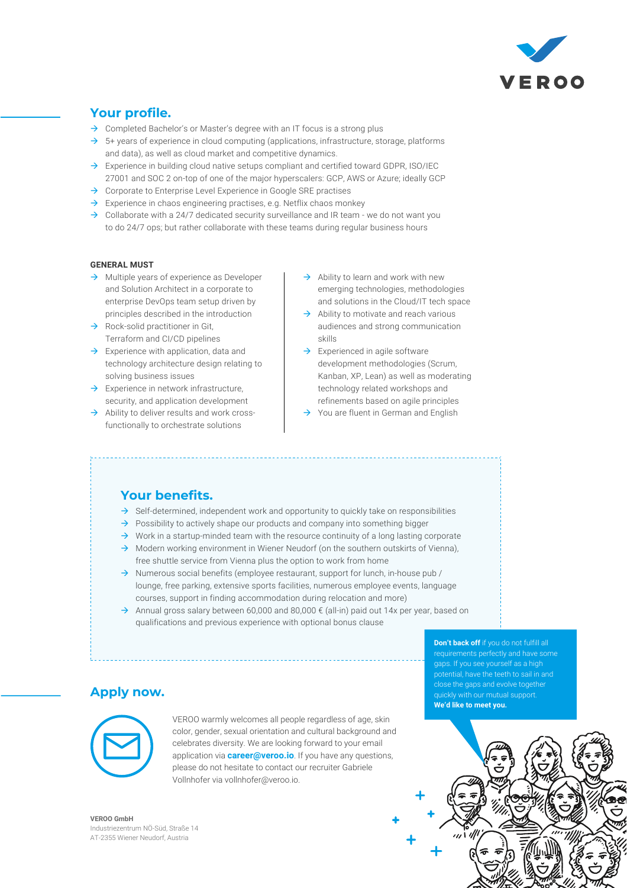VEROO

## Your profile.

- Completed Bachelor's or Master's degree with an IT focus is a strong plus
- 5+ years of experience in cloud computing (applications, infrastructure, storage, platforms and data), as well as cloud market and competitive dynamics.
- Experience in building cloud native setups compliant and certified toward GDPR, ISO/IEC 27001 and SOC 2 on-top of one of the major hyperscalers: GCP, AWS or Azure; ideally GCP
- Corporate to Enterprise Level Experience in Google SRE practises
- Experience in chaos engineering practises, e.g. Netflix chaos monkey
- Collaborate with a 24/7 dedicated security surveillance and IR team - we do not want you to do 24/7 ops; but rather collaborate with these teams during regular business hours

**GENERAL MUST**

- Multiple years of experience as Developer and Solution Architect in a corporate to enterprise DevOps team setup driven by principles described in the introduction
- Rock-solid practitioner in Git, Terraform and CI/CD pipelines
- Experience with application, data and technology architecture design relating to solving business issues
- Experience in network infrastructure, security, and application development
- Ability to deliver results and work cross-functionally to orchestrate solutions
- Ability to learn and work with new emerging technologies, methodologies and solutions in the Cloud/IT tech space
- Ability to motivate and reach various audiences and strong communication skills
- Experienced in agile software development methodologies (Scrum, Kanban, XP, Lean) as well as moderating technology related workshops and refinements based on agile principles
- You are fluent in German and English

## Your benefits.

- Self-determined, independent work and opportunity to quickly take on responsibilities
- Possibility to actively shape our products and company into something bigger
- Work in a startup-minded team with the resource continuity of a long lasting corporate
- Modern working environment in Wiener Neudorf (on the southern outskirts of Vienna), free shuttle service from Vienna plus the option to work from home
- Numerous social benefits (employee restaurant, support for lunch, in-house pub / lounge, free parking, extensive sports facilities, numerous employee events, language courses, support in finding accommodation during relocation and more)
- Annual gross salary between 60,000 and 80,000 € (all-in) paid out 14x per year, based on qualifications and previous experience with optional bonus clause

**Don't back off** if you do not fulfill all requirements perfectly and have some gaps. If you see yourself as a high potential, have the teeth to sail in and close the gaps and evolve together quickly with our mutual support. **We'd like to meet you.**

## Apply now.

VEROO warmly welcomes all people regardless of age, skin color, gender, sexual orientation and cultural background and celebrates diversity. We are looking forward to your email application via **career@veroo.io**. If you have any questions, please do not hesitate to contact our recruiter Gabriele Vollnhofer via vollnhofer@veroo.io.

**VEROO GmbH**
Industriezentrum NÖ-Süd, Straße 14
AT-2355 Wiener Neudorf, Austria